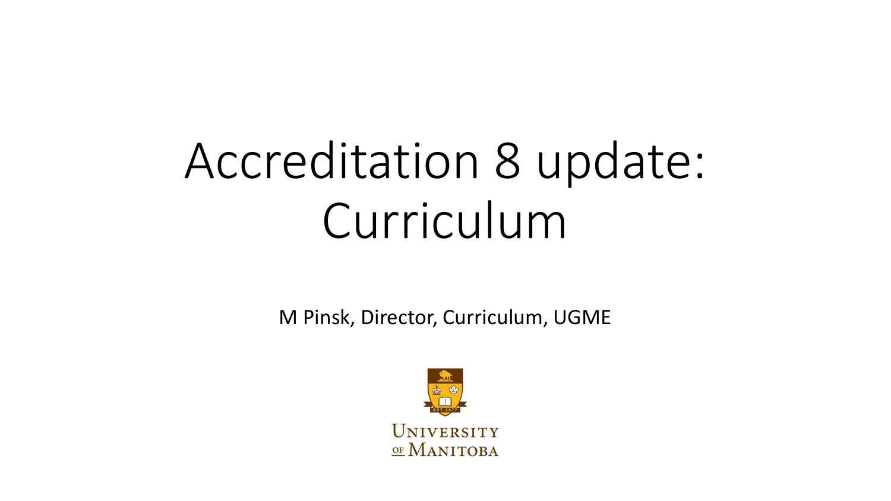# Accreditation 8 update: Curriculum

M Pinsk, Director, Curriculum, UGME

University of Manitoba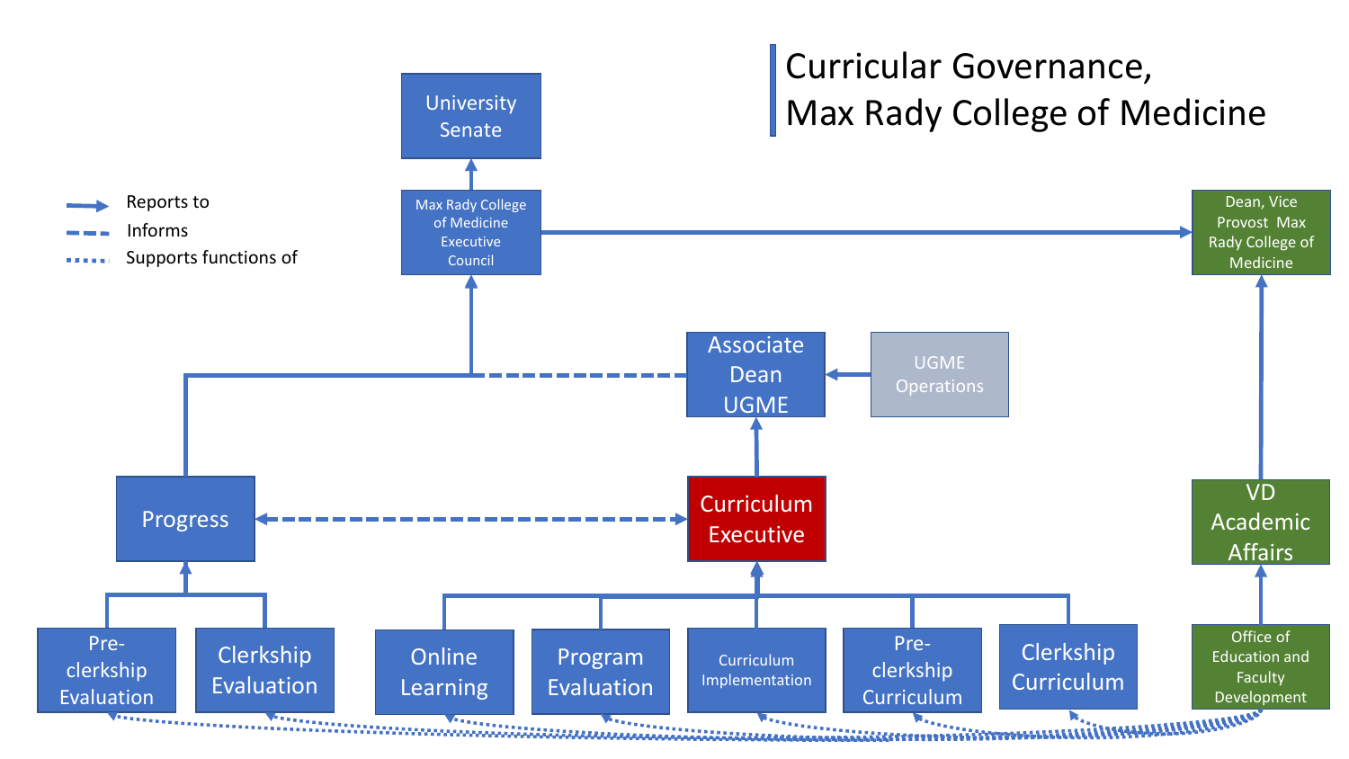# Curricular Governance, Max Rady College of Medicine

**Legend:**
- Reports to (solid arrow)
- Informs (dashed line)
- Supports functions of (dotted line)

**Boxes:**
- University Senate
- Max Rady College of Medicine Executive Council
- Dean, Vice Provost Max Rady College of Medicine
- Associate Dean UGME
- UGME Operations
- Progress
- Curriculum Executive
- VD Academic Affairs
- Pre-clerkship Evaluation
- Clerkship Evaluation
- Online Learning
- Program Evaluation
- Curriculum Implementation
- Pre-clerkship Curriculum
- Clerkship Curriculum
- Office of Education and Faculty Development

**Relationships:**
- Max Rady College of Medicine Executive Council reports to University Senate.
- Max Rady College of Medicine Executive Council reports to Dean, Vice Provost Max Rady College of Medicine.
- Progress reports to Max Rady College of Medicine Executive Council.
- Associate Dean UGME informs Max Rady College of Medicine Executive Council.
- UGME Operations reports to Associate Dean UGME.
- Curriculum Executive reports to Associate Dean UGME.
- Progress and Curriculum Executive inform each other.
- Pre-clerkship Evaluation and Clerkship Evaluation report to Progress.
- Online Learning, Program Evaluation, Curriculum Implementation, Pre-clerkship Curriculum and Clerkship Curriculum report to Curriculum Executive.
- Office of Education and Faculty Development reports to VD Academic Affairs.
- VD Academic Affairs reports to Dean, Vice Provost Max Rady College of Medicine.
- Office of Education and Faculty Development supports functions of Pre-clerkship Evaluation, Clerkship Evaluation, Online Learning, Program Evaluation, Curriculum Implementation, Pre-clerkship Curriculum and Clerkship Curriculum.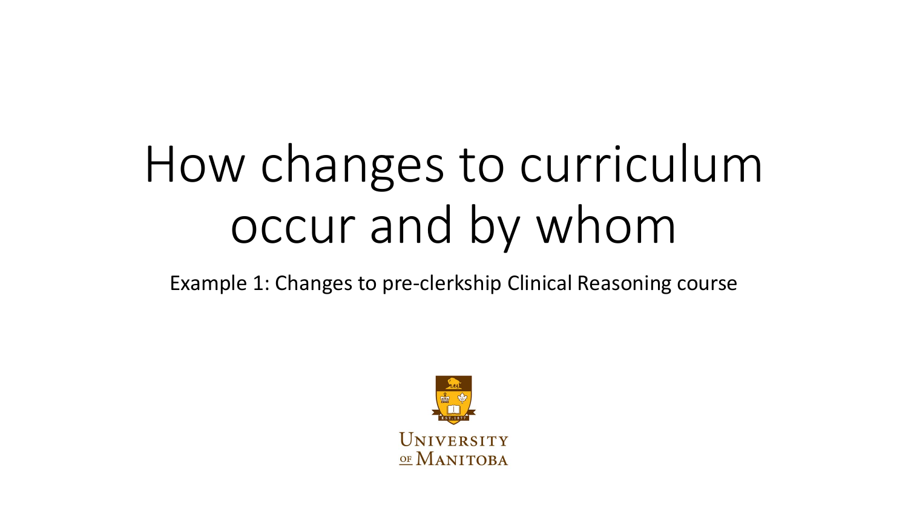# How changes to curriculum occur and by whom

Example 1: Changes to pre-clerkship Clinical Reasoning course

UNIVERSITY OF MANITOBA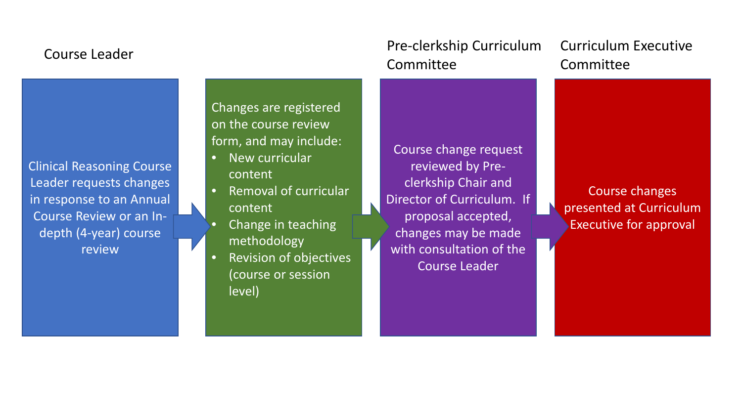**Course Leader**

Clinical Reasoning Course Leader requests changes in response to an Annual Course Review or an In-depth (4-year) course review

→

Changes are registered on the course review form, and may include:

- New curricular content
- Removal of curricular content
- Change in teaching methodology
- Revision of objectives (course or session level)

→

**Pre-clerkship Curriculum Committee**

Course change request reviewed by Pre-clerkship Chair and Director of Curriculum. If proposal accepted, changes may be made with consultation of the Course Leader

→

**Curriculum Executive Committee**

Course changes presented at Curriculum Executive for approval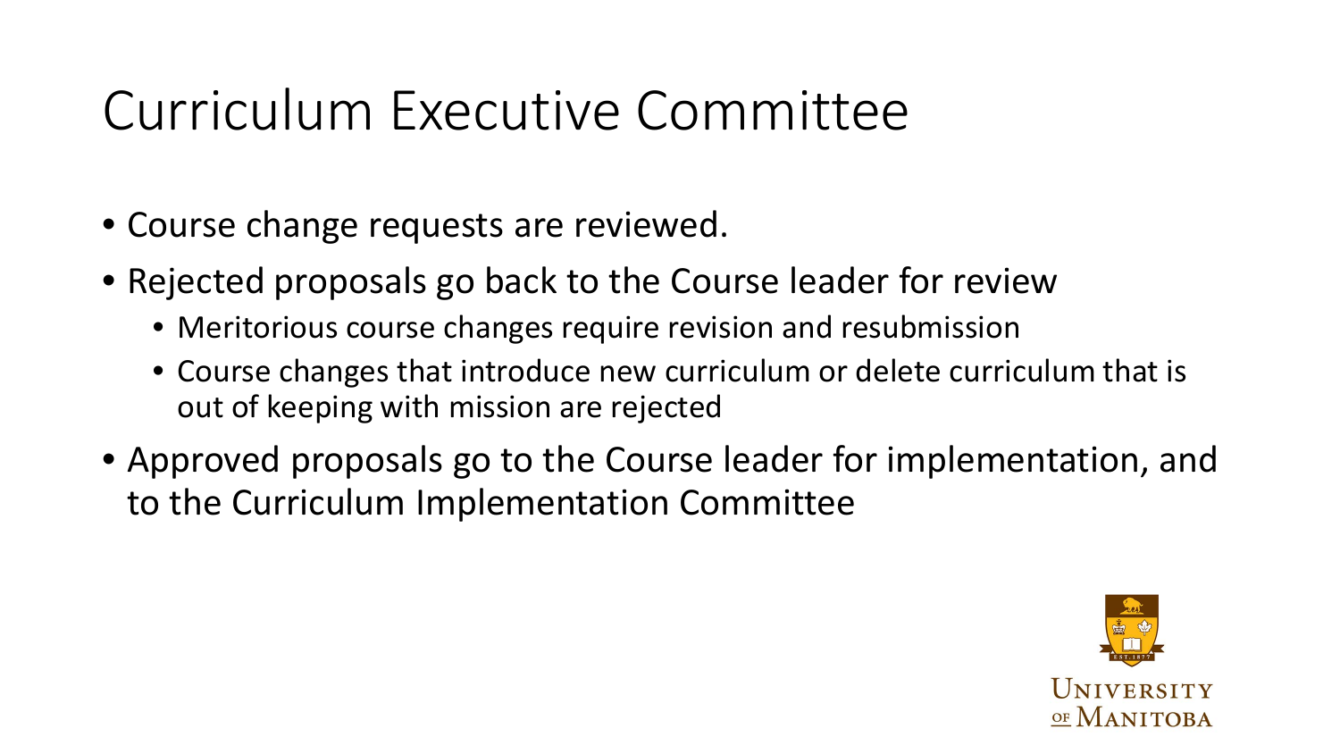# Curriculum Executive Committee

- Course change requests are reviewed.
- Rejected proposals go back to the Course leader for review
  - Meritorious course changes require revision and resubmission
  - Course changes that introduce new curriculum or delete curriculum that is out of keeping with mission are rejected
- Approved proposals go to the Course leader for implementation, and to the Curriculum Implementation Committee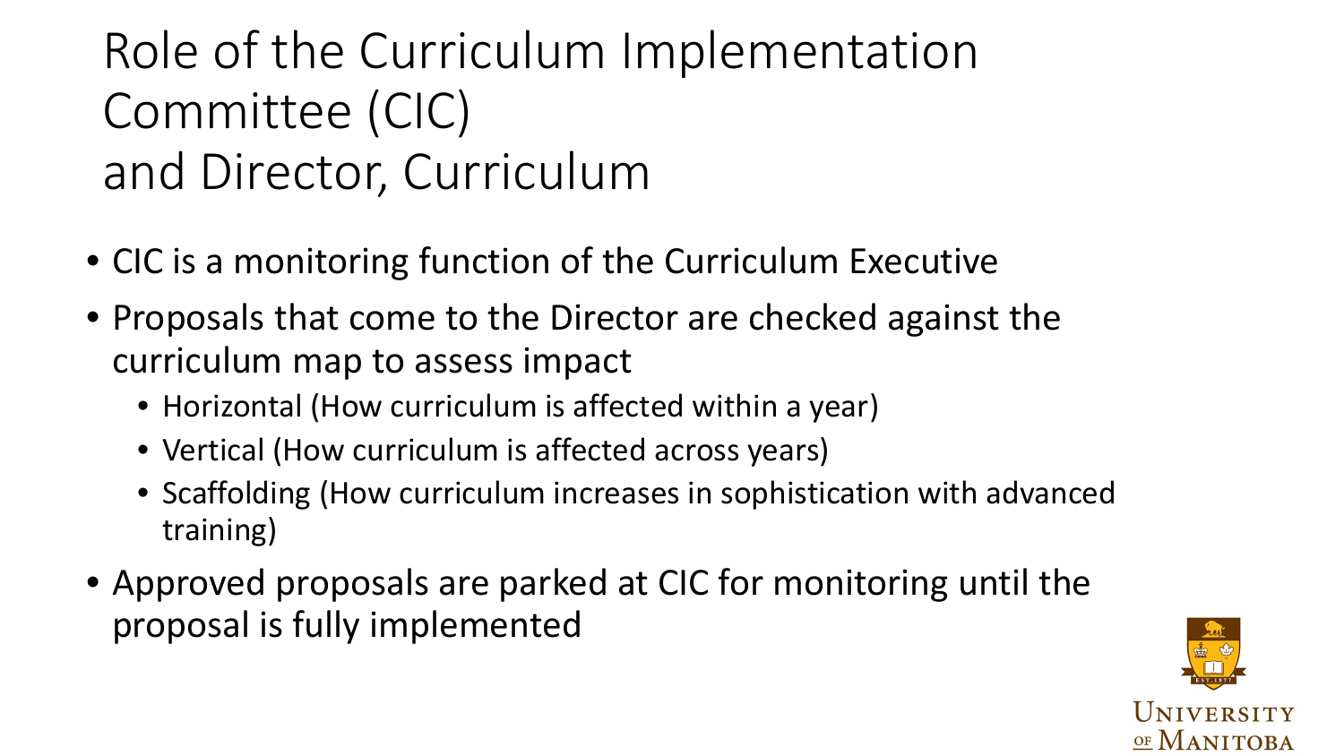# Role of the Curriculum Implementation Committee (CIC) and Director, Curriculum

- CIC is a monitoring function of the Curriculum Executive
- Proposals that come to the Director are checked against the curriculum map to assess impact
  - Horizontal (How curriculum is affected within a year)
  - Vertical (How curriculum is affected across years)
  - Scaffolding (How curriculum increases in sophistication with advanced training)
- Approved proposals are parked at CIC for monitoring until the proposal is fully implemented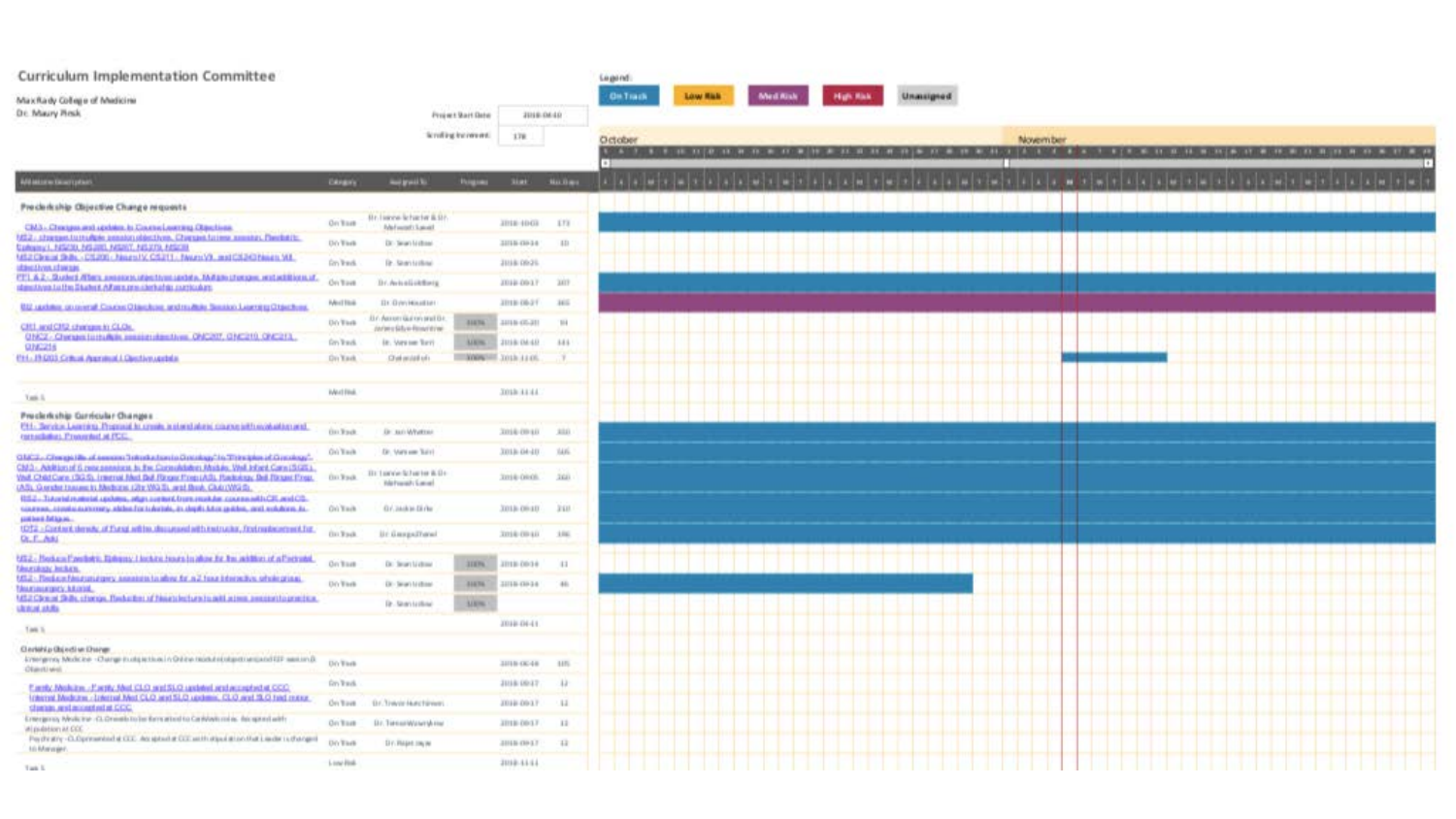## Curriculum Implementation Committee

Max Rady College of Medicine
Dr. Maury Pinsk

Project Start Date: 2018-08-10
Scrolling Increment: 178

Legend: On Track | Low Risk | Med Risk | High Risk | Unassigned

October | November

| Milestone Description | Category | Assigned To | Progress | Start | No. Days |
|---|---|---|---|---|---|
| **Preclerkship Objective Change requests** | | | | | |
| CM3 - Changes and updates to Course Learning Objectives | On Track | Dr. Leanne Schacter & Dr. Mehwash Saeed | | 2018-10-03 | 173 |
| MS2 - changes to multiple session objectives. Changes to new session. Paediatric Epilepsy I, NS230, NS280, NS287, NS279, NS(28) | On Track | Dr. Sean Udow | | 2018-09-14 | 10 |
| MS2 Clinical Skills - CS200 - Neuro IV, CS211 - Neuro VII, and CS240 Neuro VIII objectives change | On Track | Dr. Sean Udow | | 2018-09-25 | |
| PPI & 2 - Student Affairs sessions objectives update. Multiple changes and additions of objectives to the Student Affairs pre-clerkship curriculum | On Track | Dr. Aviva Goldberg | | 2018-09-17 | 107 |
| BS2 updates on overall Course Objectives and multiple Session Learning Objectives | Med Risk | Dr. Don Houston | | 2018-08-27 | 365 |
| CM1 and CM2 changes in CLOs | On Track | Dr. Aaron Gunn and Dr. James Elly-Rountree | 100% | 2018-05-20 | 30 |
| ONC2 - Changes to multiple session objectives. ONC207, ONC210, ONC213, ONC214 | On Track | Dr. Vanessa Tam | 100% | 2018-04-10 | 131 |
| PH - PH203 Critical Appraisal I Objective update | On Track | Chelvakumar | 100% | 2018-11-05 | 7 |
| Task 5 | Med Risk | | | 2018-11-11 | |
| **Preclerkship Curricular Changes** | | | | | |
| PH - Service Learning Proposal to create a stand alone course with evaluation and remediation. Presented at PCC | On Track | Dr. Jan Whalen | | 2018-09-10 | 350 |
| ONC2 - Change title of session "Introduction to Oncology" to "Principles of Oncology" | On Track | Dr. Vanessa Tam | | 2018-04-10 | 565 |
| CM3 - Addition of 6 new sessions to the Consolidation Module. Well Infant Care (SGS), Well Child Care (SGS), Internal Med Bell Ringer Prep (AS), Radiology Bell Ringer Prep (AS), Gender Issues in Medicine (2hr WGS), and Book Club (WGS) | On Track | Dr. Leanne Schacter & Dr. Mehwash Saeed | | 2018-09-05 | 260 |
| BS2 - Tutorial material updates, align content from modular courses with CR and CIS courses, create summary slides for tutorials, in depth tutor guides, and solutions to patient fatigue. | On Track | Dr. Jackie Gillis | | 2018-09-10 | 210 |
| IDT2 - Content density of fungi will be discussed with instructor, first replacement for Dr. F. Aoki | On Track | Dr. George Zhanel | | 2018-09-10 | 196 |
| MS2 - Reduce Paediatric Epilepsy I lecture hours to allow for the addition of a Perinatal Neurology lecture | On Track | Dr. Sean Udow | 100% | 2018-09-14 | 11 |
| MS2 - Reduce Neurosurgery sessions to allow for a 2 hour Interactive whole group Neurosurgery tutorial | On Track | Dr. Sean Udow | 100% | 2018-09-14 | 46 |
| MS2 Clinical Skills change. Reduction of Neuro lecture to add a new session to practice clinical skills | | Dr. Sean Udow | 100% | | |
| Task 5 | | | | 2018-09-11 | |
| **Clerkship Objective Change** | | | | | |
| Emergency Medicine - Change in objectives in Online module (objectives and EEF session Objectives) | On Track | | | 2018-08-08 | 105 |
| Family Medicine - Family Med CLO and SLO updated and accepted at CCC | On Track | | | 2018-09-17 | 12 |
| Internal Medicine - Internal Med CLO and SLO updates. CLO and SLO had minor change and accepted at CCC | On Track | Dr. Trevor Hutchinson | | 2018-09-17 | 12 |
| Emergency Medicine - CLOs needs to be formatted to CanMeds roles. Accepted with stipulation at CCC | On Track | Dr. Tamara Wasylenko | | 2018-09-17 | 12 |
| Psychiatry - CLOs presented at CCC. Accepted at CCC with stipulation that Leader is changed to Manager | On Track | Dr. Rajan Jayas | | 2018-09-17 | 12 |
| Task 5 | Low Risk | | | 2018-11-11 | |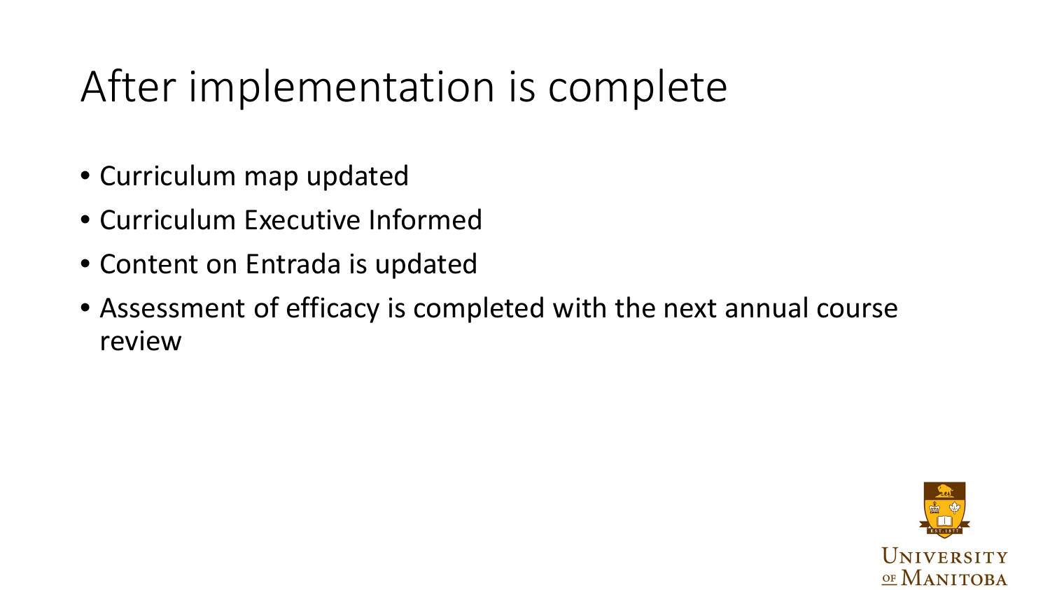# After implementation is complete

- Curriculum map updated
- Curriculum Executive Informed
- Content on Entrada is updated
- Assessment of efficacy is completed with the next annual course review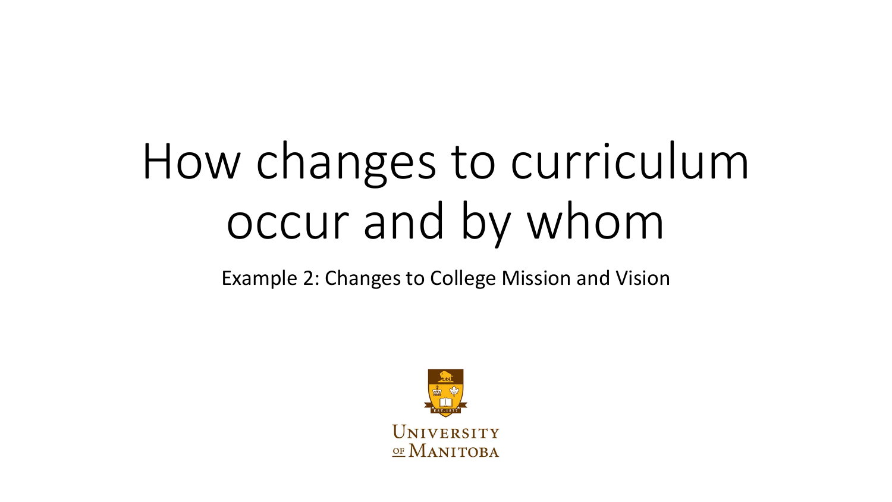# How changes to curriculum occur and by whom

Example 2: Changes to College Mission and Vision

University of Manitoba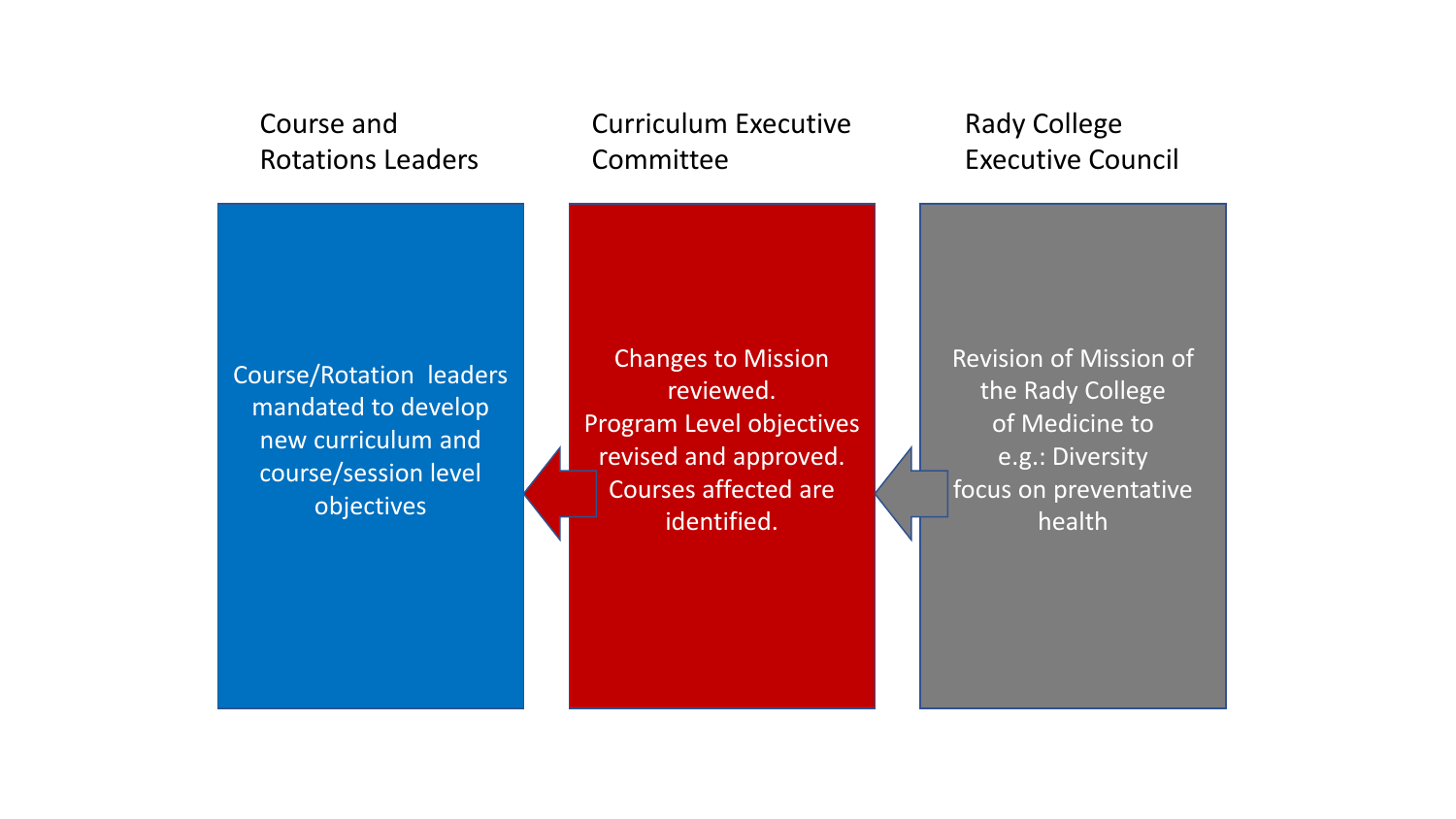Course and Rotations Leaders

Course/Rotation leaders mandated to develop new curriculum and course/session level objectives

Curriculum Executive Committee

Changes to Mission reviewed.
Program Level objectives revised and approved.
Courses affected are identified.

Rady College Executive Council

Revision of Mission of the Rady College of Medicine to e.g.: Diversity focus on preventative health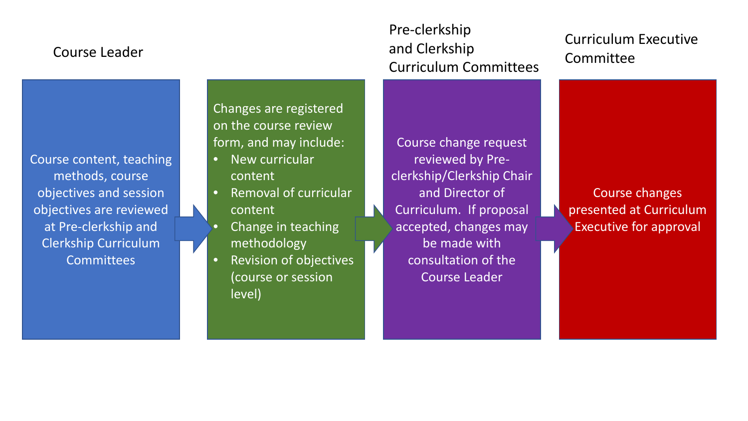**Course Leader**

Course content, teaching methods, course objectives and session objectives are reviewed at Pre-clerkship and Clerkship Curriculum Committees

→

Changes are registered on the course review form, and may include:

- New curricular content
- Removal of curricular content
- Change in teaching methodology
- Revision of objectives (course or session level)

→

**Pre-clerkship and Clerkship Curriculum Committees**

Course change request reviewed by Pre-clerkship/Clerkship Chair and Director of Curriculum. If proposal accepted, changes may be made with consultation of the Course Leader

→

**Curriculum Executive Committee**

Course changes presented at Curriculum Executive for approval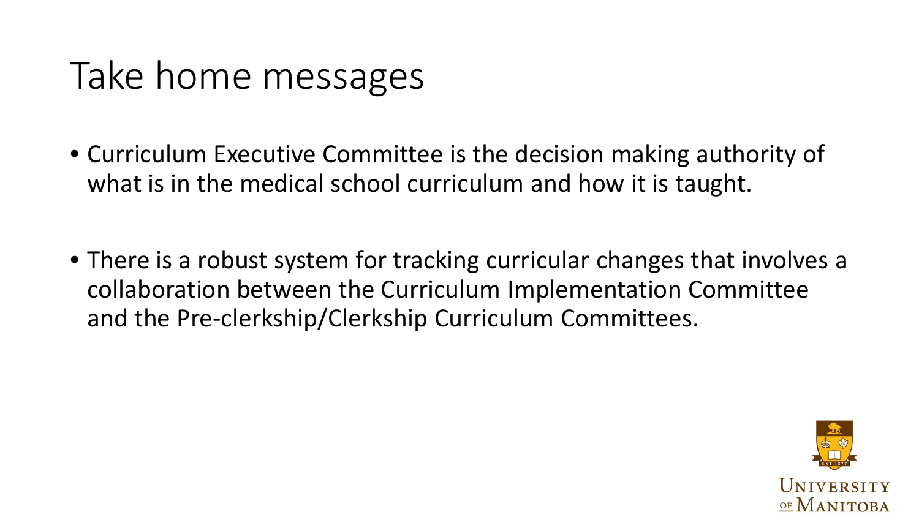# Take home messages

- Curriculum Executive Committee is the decision making authority of what is in the medical school curriculum and how it is taught.

- There is a robust system for tracking curricular changes that involves a collaboration between the Curriculum Implementation Committee and the Pre-clerkship/Clerkship Curriculum Committees.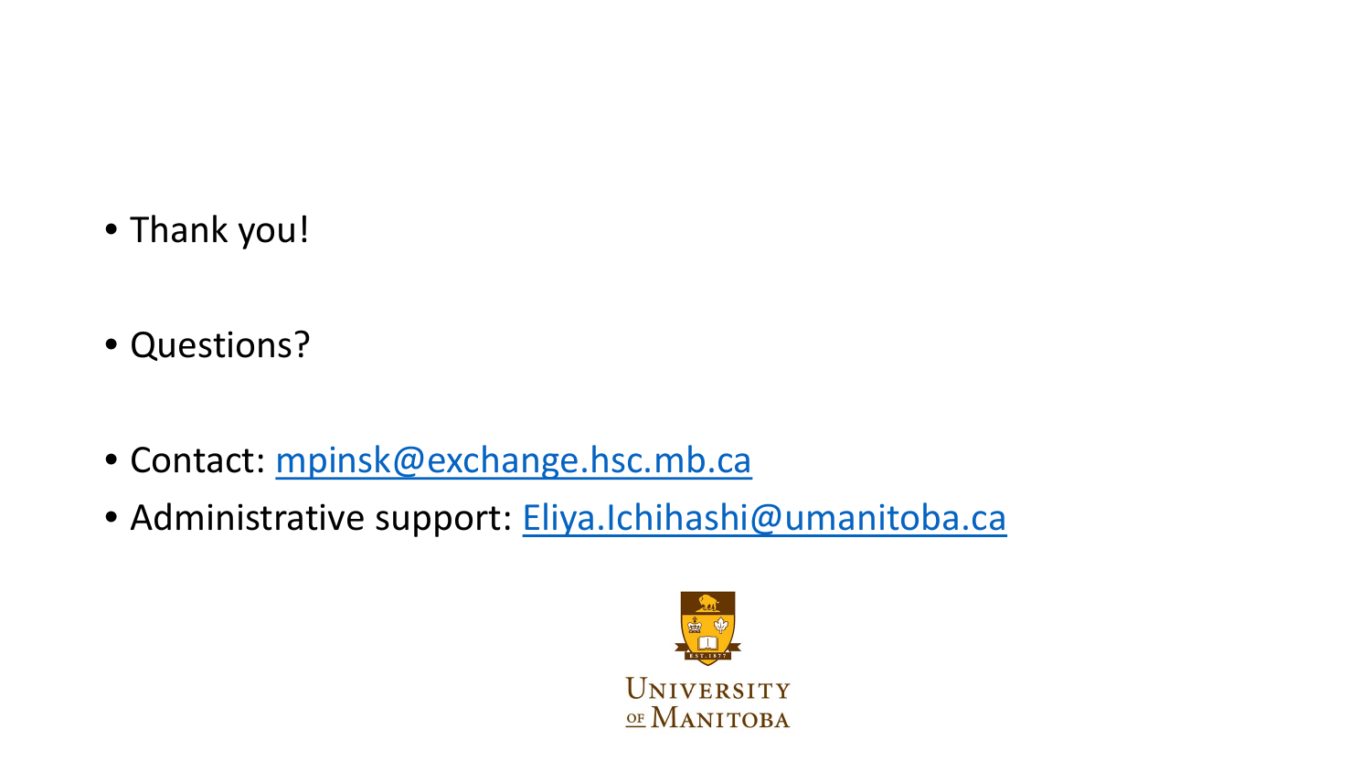- Thank you!

- Questions?

- Contact: mpinsk@exchange.hsc.mb.ca
- Administrative support: Eliya.Ichihashi@umanitoba.ca

University of Manitoba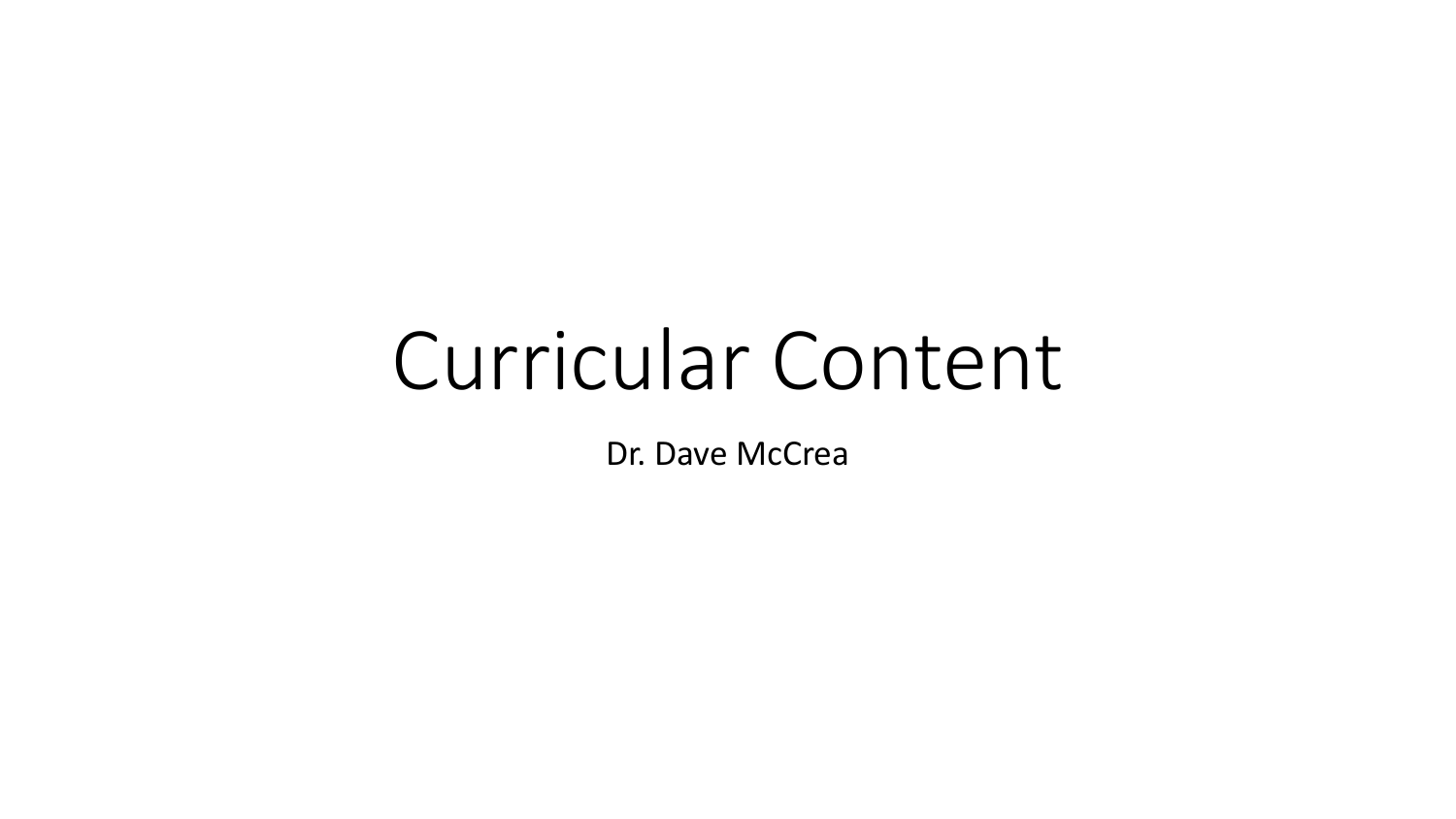# Curricular Content

Dr. Dave McCrea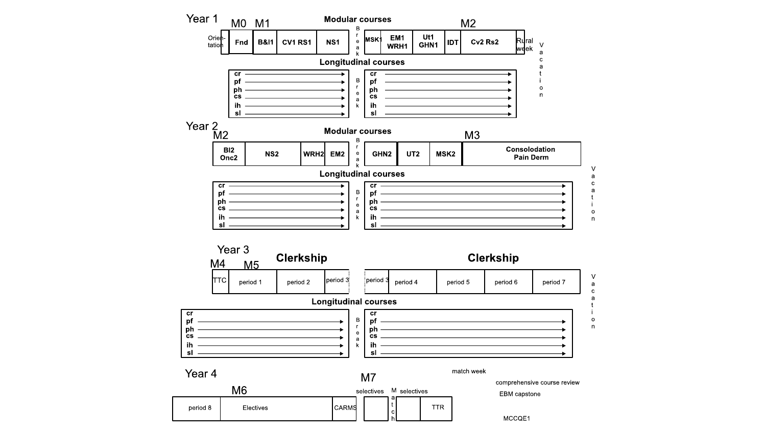## Year 1

**Modular courses**

| | M0 | M1 | | | | Break | | | M2 | | | |
|---|---|---|---|---|---|---|---|---|---|---|---|---|
| Orientation | Fnd | B&I1 | CV1 RS1 | NS1 | | Break | MSK1 | EM1 WRH1 | Ut1 GHN1 | IDT | Cv2 Rs2 | Rural week |

**Longitudinal courses**

cr, pf, ph, cs, ih, sl → Break → cr, pf, ph, cs, ih, sl

Vacation

## Year 2

**Modular courses**

| M2 | | | | Break | | | M3 | |
|---|---|---|---|---|---|---|---|---|
| Bl2 Onc2 | NS2 | WRH2 | EM2 | Break | GHN2 | UT2 | MSK2 | Consolodation Pain Derm |

**Longitudinal courses**

cr, pf, ph, cs, ih, sl → Break → cr, pf, ph, cs, ih, sl

Vacation

## Year 3

**Clerkship** | **Clerkship**

| M4 | M5 | | | | | | | |
|---|---|---|---|---|---|---|---|---|
| TTC | period 1 | period 2 | period 3 | period 3 | period 4 | period 5 | period 6 | period 7 |

**Longitudinal courses**

cr, pf, ph, cs, ih, sl → Break → cr, pf, ph, cs, ih, sl

Vacation

## Year 4

| M6 | | | M7 | | | |
|---|---|---|---|---|---|---|
| period 8 | Electives | CARMS | selectives | Match | selectives | TTR |

match week

comprehensive course review

EBM capstone

MCCQE1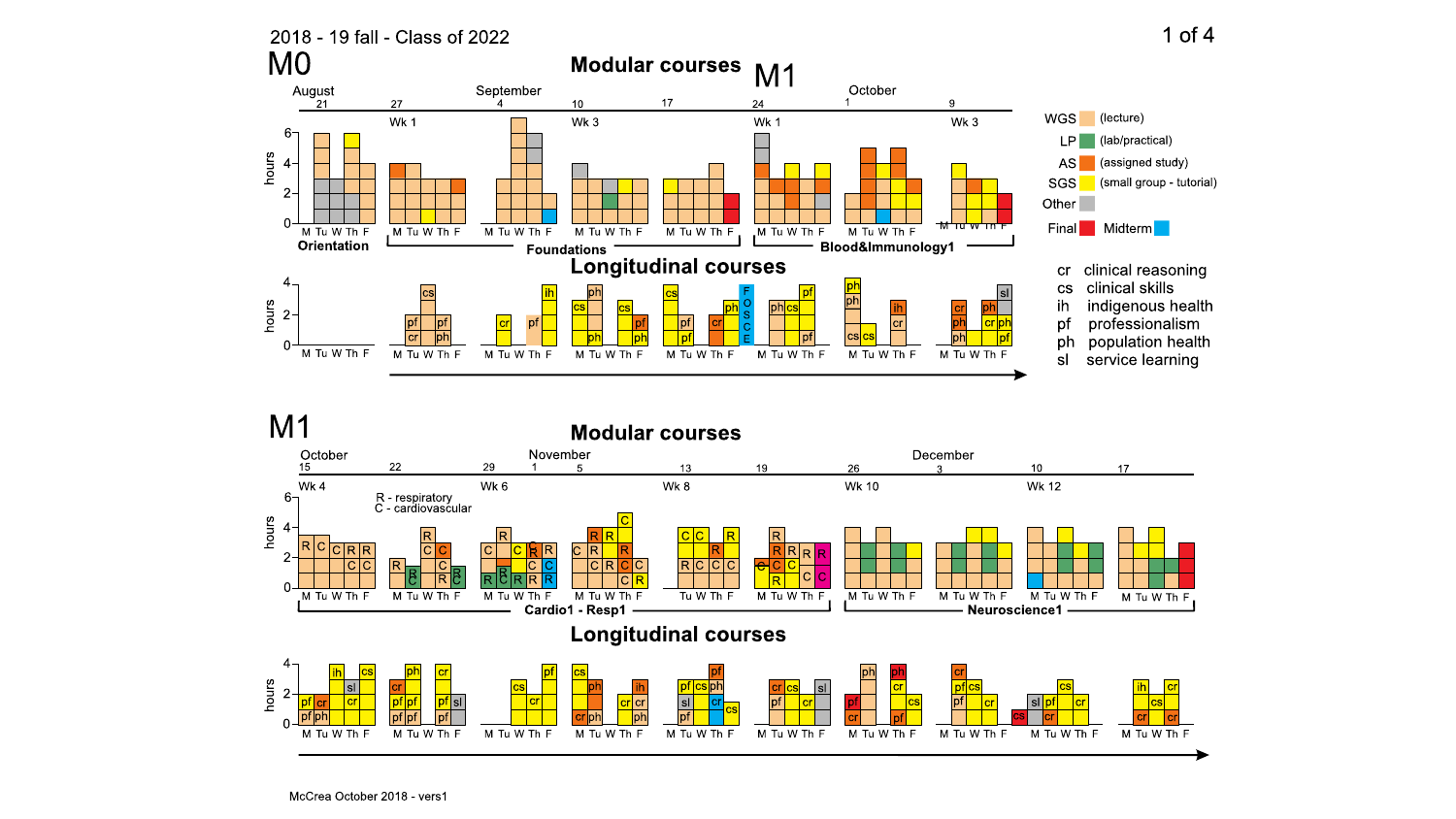2018 - 19 fall - Class of 2022

# M0

## Modular courses

# M1

August 21 | 27 | September 4 | 10 | 17 | 24 | October 1 | 9

Wk 1 | Wk 3 | Wk 1 | Wk 3

hours

0, 2, 4, 6

M Tu W Th F

Orientation

Foundations

Blood&Immunology1

WGS (lecture)
LP (lab/practical)
AS (assigned study)
SGS (small group - tutorial)
Other
Final
Midterm

## Longitudinal courses

hours

0, 2, 4

M Tu W Th F

FOSCE

- cr clinical reasoning
- cs clinical skills
- ih indigenous health
- pf professionalism
- ph population health
- sl service learning

# M1

## Modular courses

October 15 | 22 | 29 | November 1 | 5 | 13 | 19 | 26 | December 3 | 10 | 17

Wk 4 | Wk 6 | Wk 8 | Wk 10 | Wk 12

R - respiratory
C - cardiovascular

hours

0, 2, 4, 6

M Tu W Th F

Cardio1 - Resp1

Neuroscience1

## Longitudinal courses

hours

0, 2, 4

M Tu W Th F

McCrea October 2018 - vers1